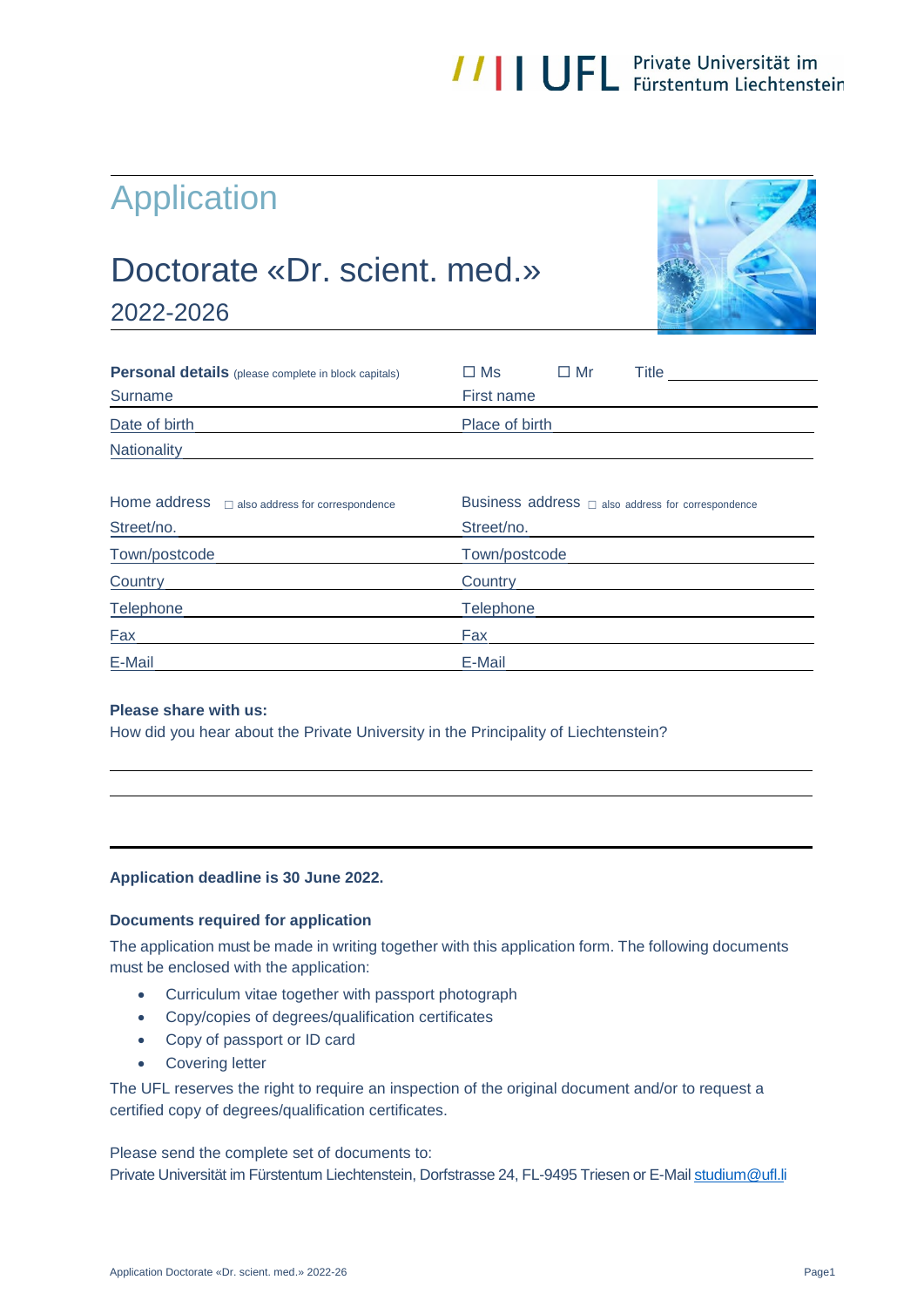///| UFL Private Universität im Fürstentum Liechtenstein

# Application

## Doctorate «Dr. scient. med.»

2022-2026

| **Personal details** (please complete in block capitals) | ☐ Ms ☐ Mr Title |
|---|---|
| Surname | First name |
| Date of birth | Place of birth |
| Nationality | |

| Home address ☐ also address for correspondence | Business address ☐ also address for correspondence |
|---|---|
| Street/no. | Street/no. |
| Town/postcode | Town/postcode |
| Country | Country |
| Telephone | Telephone |
| Fax | Fax |
| E-Mail | E-Mail |

**Please share with us:**

How did you hear about the Private University in the Principality of Liechtenstein?

**Application deadline is 30 June 2022.**

**Documents required for application**

The application must be made in writing together with this application form. The following documents must be enclosed with the application:

- Curriculum vitae together with passport photograph
- Copy/copies of degrees/qualification certificates
- Copy of passport or ID card
- Covering letter

The UFL reserves the right to require an inspection of the original document and/or to request a certified copy of degrees/qualification certificates.

Please send the complete set of documents to:
Private Universität im Fürstentum Liechtenstein, Dorfstrasse 24, FL-9495 Triesen or E-Mail studium@ufl.li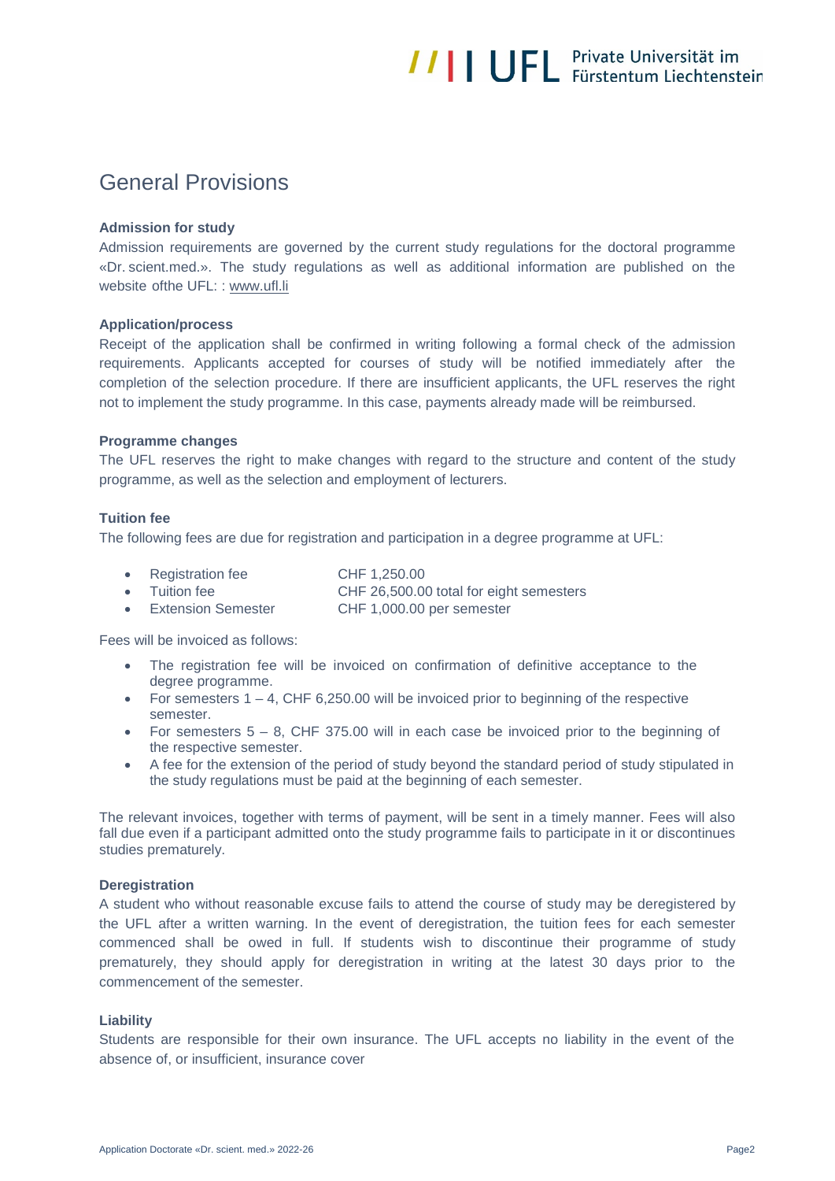# General Provisions

**Admission for study**

Admission requirements are governed by the current study regulations for the doctoral programme «Dr. scient.med.». The study regulations as well as additional information are published on the website ofthe UFL: : www.ufl.li

**Application/process**

Receipt of the application shall be confirmed in writing following a formal check of the admission requirements. Applicants accepted for courses of study will be notified immediately after the completion of the selection procedure. If there are insufficient applicants, the UFL reserves the right not to implement the study programme. In this case, payments already made will be reimbursed.

**Programme changes**

The UFL reserves the right to make changes with regard to the structure and content of the study programme, as well as the selection and employment of lecturers.

**Tuition fee**

The following fees are due for registration and participation in a degree programme at UFL:

- Registration fee CHF 1,250.00
- Tuition fee CHF 26,500.00 total for eight semesters
- Extension Semester CHF 1,000.00 per semester

Fees will be invoiced as follows:

- The registration fee will be invoiced on confirmation of definitive acceptance to the degree programme.
- For semesters 1 – 4, CHF 6,250.00 will be invoiced prior to beginning of the respective semester.
- For semesters 5 – 8, CHF 375.00 will in each case be invoiced prior to the beginning of the respective semester.
- A fee for the extension of the period of study beyond the standard period of study stipulated in the study regulations must be paid at the beginning of each semester.

The relevant invoices, together with terms of payment, will be sent in a timely manner. Fees will also fall due even if a participant admitted onto the study programme fails to participate in it or discontinues studies prematurely.

**Deregistration**

A student who without reasonable excuse fails to attend the course of study may be deregistered by the UFL after a written warning. In the event of deregistration, the tuition fees for each semester commenced shall be owed in full. If students wish to discontinue their programme of study prematurely, they should apply for deregistration in writing at the latest 30 days prior to the commencement of the semester.

**Liability**

Students are responsible for their own insurance. The UFL accepts no liability in the event of the absence of, or insufficient, insurance cover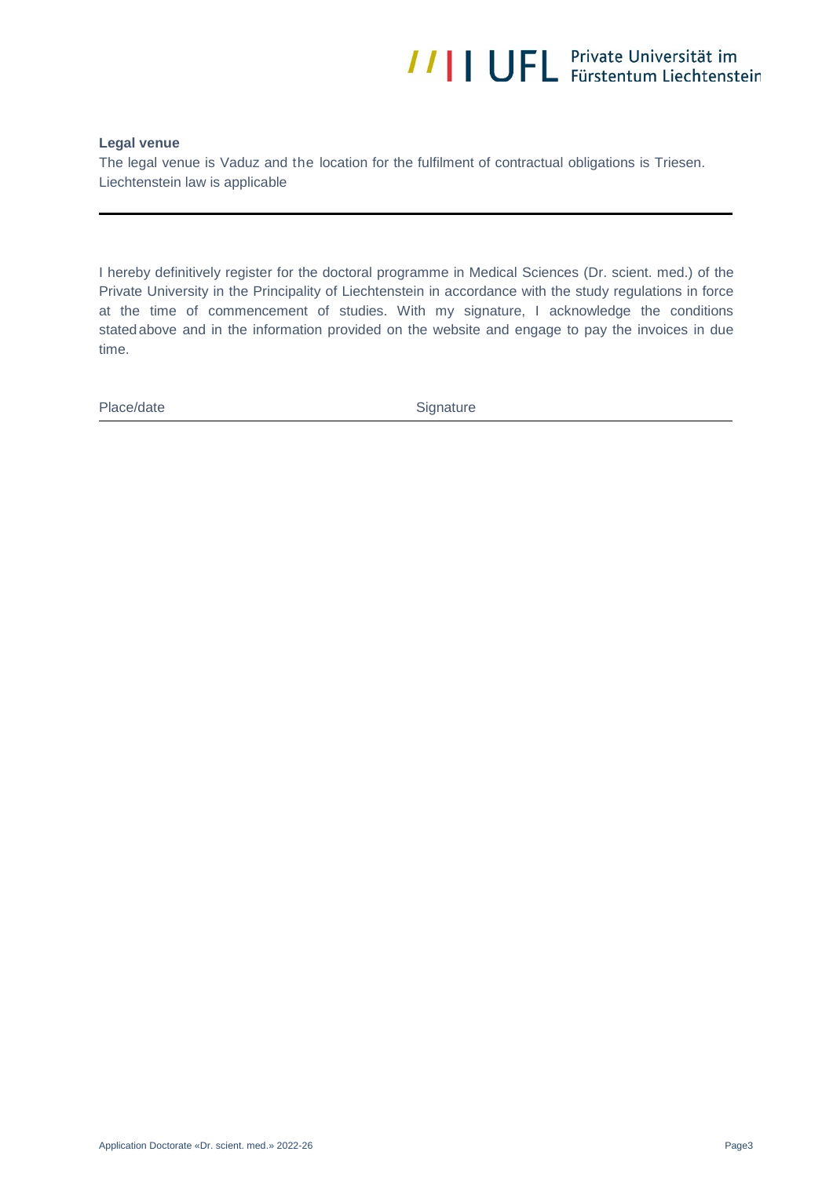**Legal venue**

The legal venue is Vaduz and the location for the fulfilment of contractual obligations is Triesen. Liechtenstein law is applicable

---

I hereby definitively register for the doctoral programme in Medical Sciences (Dr. scient. med.) of the Private University in the Principality of Liechtenstein in accordance with the study regulations in force at the time of commencement of studies. With my signature, I acknowledge the conditions stated above and in the information provided on the website and engage to pay the invoices in due time.

Place/date                                        Signature